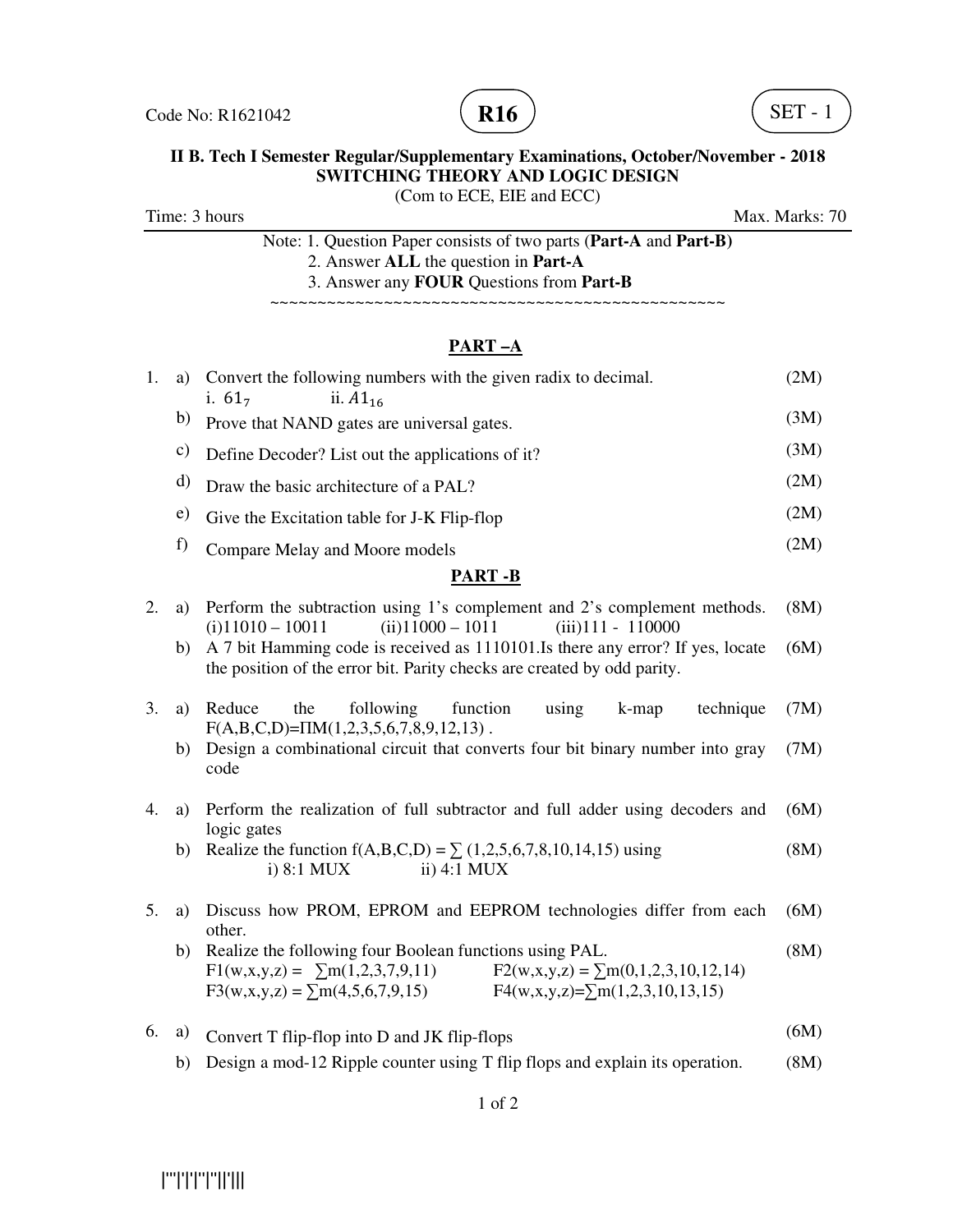Code No: R1621042

**R16**

SET - 1

**II B. Tech I Semester Regular/Supplementary Examinations, October/November - 2018**
**SWITCHING THEORY AND LOGIC DESIGN**
(Com to ECE, EIE and ECC)

Time: 3 hours | Max. Marks: 70

Note: 1. Question Paper consists of two parts (**Part-A** and **Part-B)**
2. Answer **ALL** the question in **Part-A**
3. Answer any **FOUR** Questions from **Part-B**

~~~~~~~~~~~~~~~~~~~~~~~~~~~~~~~~~~~~~~~~~~~~~~~~~~~~~

## PART –A

1. a) Convert the following numbers with the given radix to decimal. (2M)
   i. $61_7$ ii. $A1_{16}$

   b) Prove that NAND gates are universal gates. (3M)

   c) Define Decoder? List out the applications of it? (3M)

   d) Draw the basic architecture of a PAL? (2M)

   e) Give the Excitation table for J-K Flip-flop (2M)

   f) Compare Melay and Moore models (2M)

## PART -B

2. a) Perform the subtraction using 1's complement and 2's complement methods. (8M)
   (i)11010 – 10011 (ii)11000 – 1011 (iii)111 - 110000

   b) A 7 bit Hamming code is received as 1110101.Is there any error? If yes, locate the position of the error bit. Parity checks are created by odd parity. (6M)

3. a) Reduce the following function using k-map technique $F(A,B,C,D)=\Pi M(1,2,3,5,6,7,8,9,12,13)$ . (7M)

   b) Design a combinational circuit that converts four bit binary number into gray code (7M)

4. a) Perform the realization of full subtractor and full adder using decoders and logic gates (6M)

   b) Realize the function $f(A,B,C,D) = \sum (1,2,5,6,7,8,10,14,15)$ using (8M)
   i) 8:1 MUX ii) 4:1 MUX

5. a) Discuss how PROM, EPROM and EEPROM technologies differ from each other. (6M)

   b) Realize the following four Boolean functions using PAL. (8M)
   $F1(w,x,y,z) = \sum m(1,2,3,7,9,11)$ $F2(w,x,y,z) = \sum m(0,1,2,3,10,12,14)$
   $F3(w,x,y,z) = \sum m(4,5,6,7,9,15)$ $F4(w,x,y,z)=\sum m(1,2,3,10,13,15)$

6. a) Convert T flip-flop into D and JK flip-flops (6M)

   b) Design a mod-12 Ripple counter using T flip flops and explain its operation. (8M)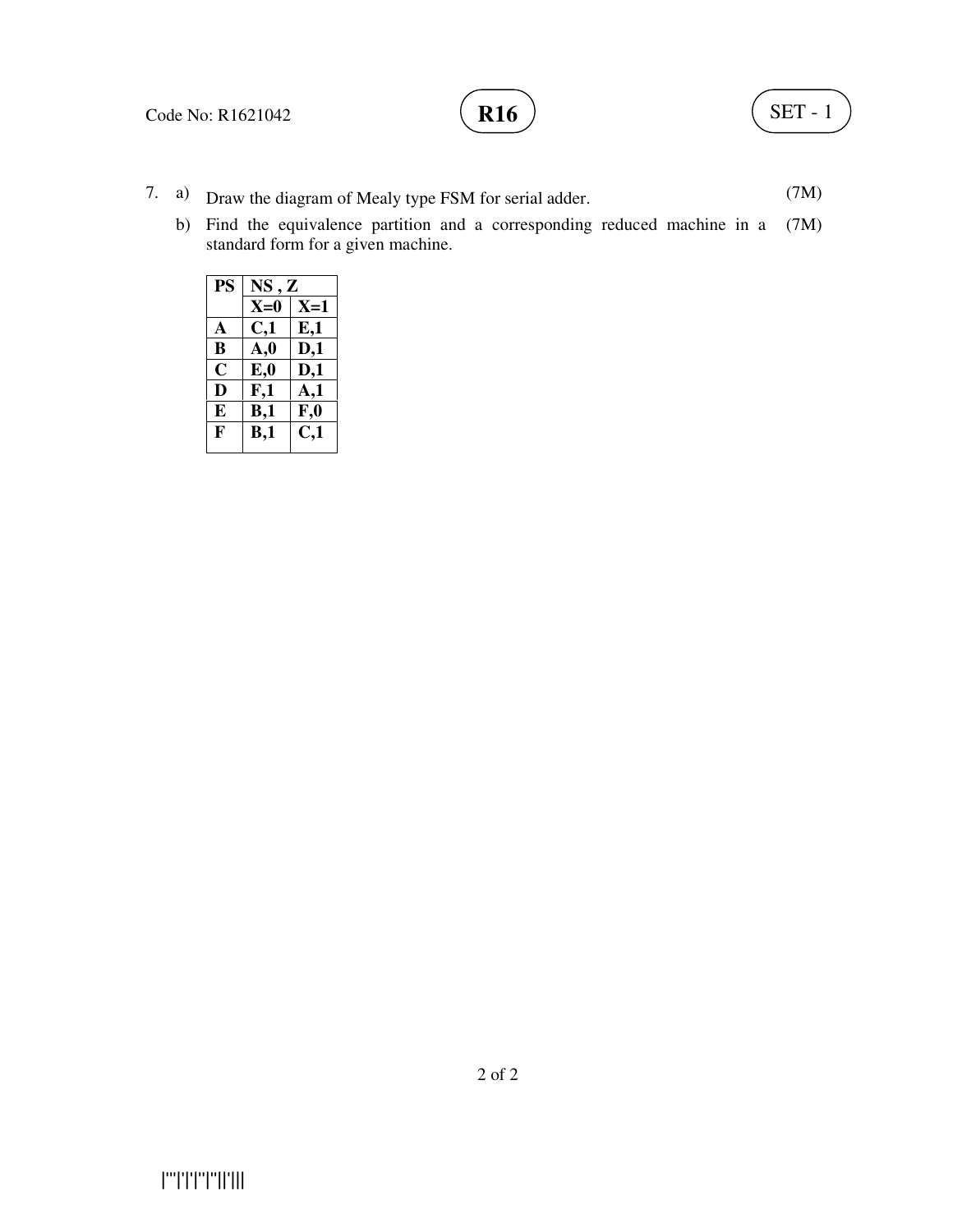7. a) Draw the diagram of Mealy type FSM for serial adder. (7M)

   b) Find the equivalence partition and a corresponding reduced machine in a standard form for a given machine. (7M)

| PS | NS , Z | |
|---|---|---|
| | X=0 | X=1 |
| A | C,1 | E,1 |
| B | A,0 | D,1 |
| C | E,0 | D,1 |
| D | F,1 | A,1 |
| E | B,1 | F,0 |
| F | B,1 | C,1 |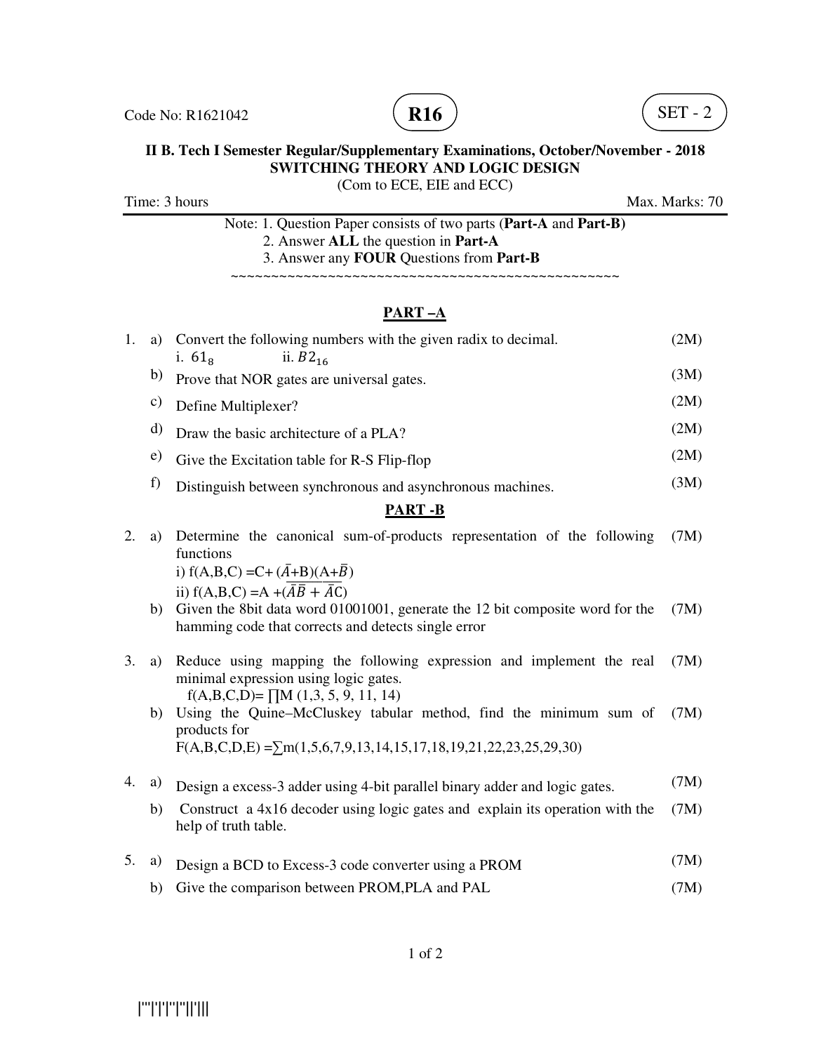Code No: R1621042 **R16** SET - 2

**II B. Tech I Semester Regular/Supplementary Examinations, October/November - 2018**
**SWITCHING THEORY AND LOGIC DESIGN**
(Com to ECE, EIE and ECC)

Time: 3 hours Max. Marks: 70

Note: 1. Question Paper consists of two parts (**Part-A** and **Part-B)**
2. Answer **ALL** the question in **Part-A**
3. Answer any **FOUR** Questions from **Part-B**

~~~~~~~~~~~~~~~~~~~~~~~~~~~~~~~~~~~~~~~~~~~~~~~~~~

## PART –A

1. a) Convert the following numbers with the given radix to decimal. (2M)
   i. $61_8$ ii. $B2_{16}$

   b) Prove that NOR gates are universal gates. (3M)

   c) Define Multiplexer? (2M)

   d) Draw the basic architecture of a PLA? (2M)

   e) Give the Excitation table for R-S Flip-flop (2M)

   f) Distinguish between synchronous and asynchronous machines. (3M)

## PART -B

2. a) Determine the canonical sum-of-products representation of the following functions (7M)
   i) f(A,B,C) =C+ ($\bar{A}$+B)(A+$\bar{B}$)
   ii) f(A,B,C) =A +($\overline{\bar{A}\bar{B} + \bar{A}C}$)

   b) Given the 8bit data word 01001001, generate the 12 bit composite word for the hamming code that corrects and detects single error (7M)

3. a) Reduce using mapping the following expression and implement the real minimal expression using logic gates. (7M)
   f(A,B,C,D)= ∏M (1,3, 5, 9, 11, 14)

   b) Using the Quine–McCluskey tabular method, find the minimum sum of products for (7M)
   F(A,B,C,D,E) =∑m(1,5,6,7,9,13,14,15,17,18,19,21,22,23,25,29,30)

4. a) Design a excess-3 adder using 4-bit parallel binary adder and logic gates. (7M)

   b) Construct a 4x16 decoder using logic gates and explain its operation with the help of truth table. (7M)

5. a) Design a BCD to Excess-3 code converter using a PROM (7M)

   b) Give the comparison between PROM,PLA and PAL (7M)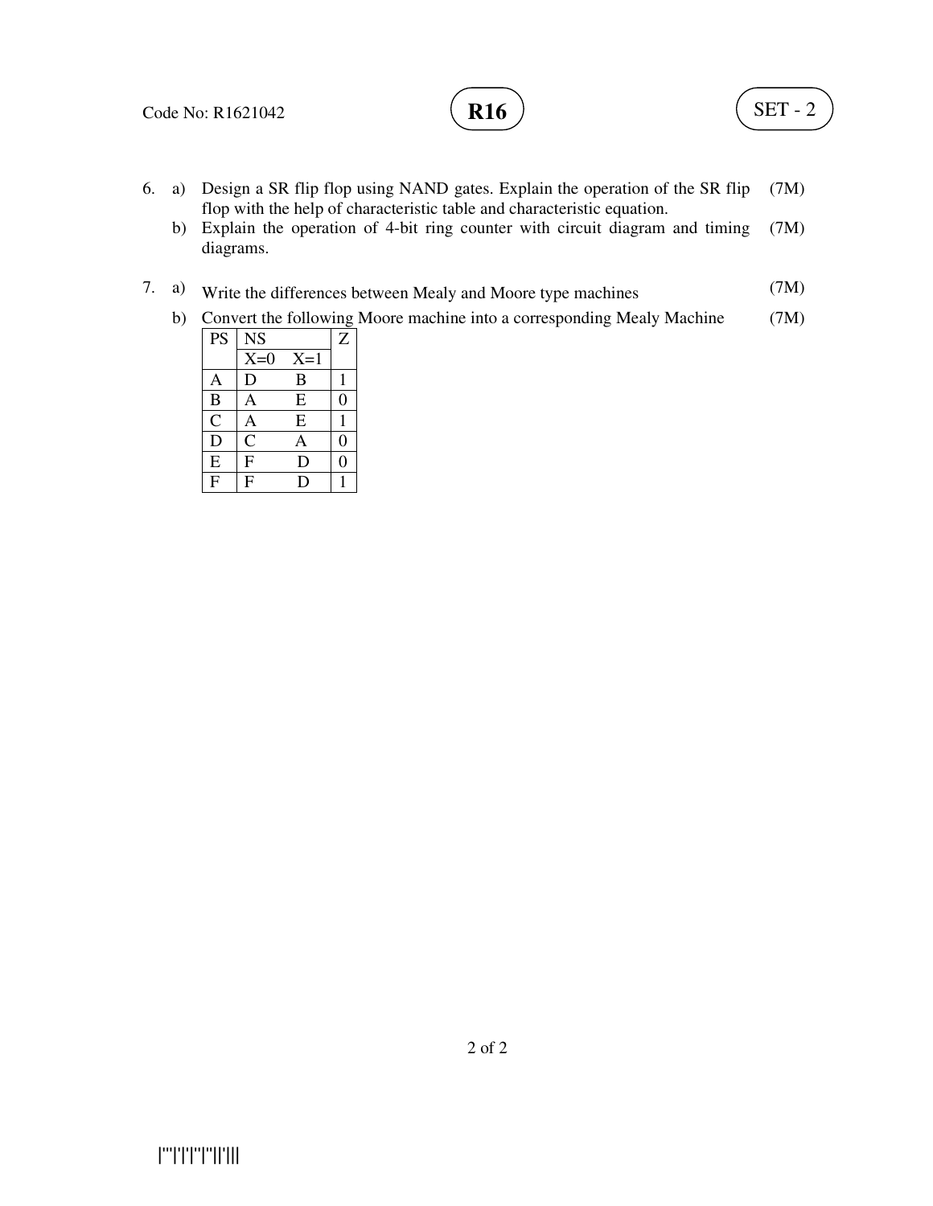6. a) Design a SR flip flop using NAND gates. Explain the operation of the SR flip flop with the help of characteristic table and characteristic equation. (7M)

   b) Explain the operation of 4-bit ring counter with circuit diagram and timing diagrams. (7M)

7. a) Write the differences between Mealy and Moore type machines (7M)

   b) Convert the following Moore machine into a corresponding Mealy Machine (7M)

| PS | NS | | Z |
|---|---|---|---|
| | X=0 | X=1 | |
| A | D | B | 1 |
| B | A | E | 0 |
| C | A | E | 1 |
| D | C | A | 0 |
| E | F | D | 0 |
| F | F | D | 1 |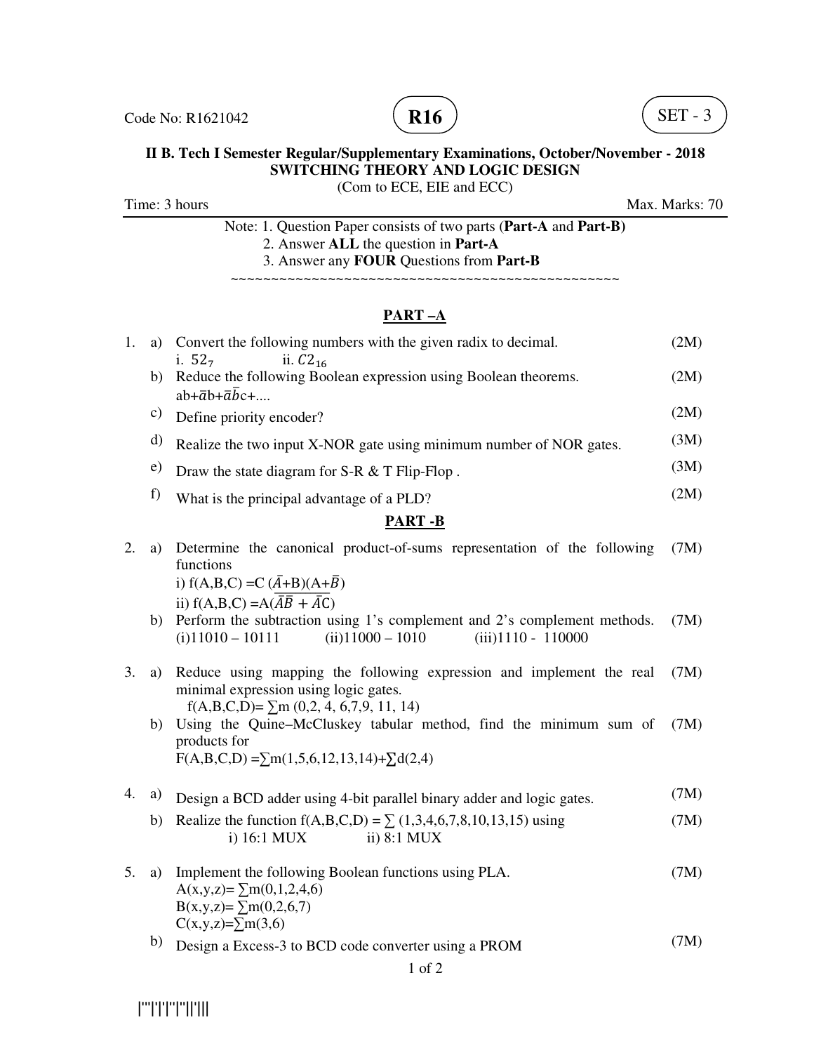Code No: R1621042

**R16**

SET - 3

**II B. Tech I Semester Regular/Supplementary Examinations, October/November - 2018**
**SWITCHING THEORY AND LOGIC DESIGN**
(Com to ECE, EIE and ECC)

Time: 3 hours Max. Marks: 70

Note: 1. Question Paper consists of two parts (**Part-A** and **Part-B)**
2. Answer **ALL** the question in **Part-A**
3. Answer any **FOUR** Questions from **Part-B**

~~~~~~~~~~~~~~~~~~~~~~~~~~~~~~~~~~~~~~~~~~~~~~~~~~~

## PART –A

1. a) Convert the following numbers with the given radix to decimal. (2M)
   i. $52_7$ ii. $C2_{16}$

   b) Reduce the following Boolean expression using Boolean theorems. (2M)
   $ab+\bar{a}b+\bar{a}\bar{b}c+....$

   c) Define priority encoder? (2M)

   d) Realize the two input X-NOR gate using minimum number of NOR gates. (3M)

   e) Draw the state diagram for S-R & T Flip-Flop . (3M)

   f) What is the principal advantage of a PLD? (2M)

## PART -B

2. a) Determine the canonical product-of-sums representation of the following functions (7M)
   i) $f(A,B,C) = C(\bar{A}+B)(A+\bar{B})$
   ii) $f(A,B,C) = A(\overline{\bar{A}\bar{B} + \bar{A}C})$

   b) Perform the subtraction using 1's complement and 2's complement methods. (7M)
   (i)11010 – 10111 (ii)11000 – 1010 (iii)1110 - 110000

3. a) Reduce using mapping the following expression and implement the real minimal expression using logic gates. (7M)
   $f(A,B,C,D)= \sum m(0,2,4,6,7,9,11,14)$

   b) Using the Quine–McCluskey tabular method, find the minimum sum of products for (7M)
   $F(A,B,C,D) = \sum m(1,5,6,12,13,14)+\sum d(2,4)$

4. a) Design a BCD adder using 4-bit parallel binary adder and logic gates. (7M)

   b) Realize the function $f(A,B,C,D) = \sum (1,3,4,6,7,8,10,13,15)$ using (7M)
   i) 16:1 MUX ii) 8:1 MUX

5. a) Implement the following Boolean functions using PLA. (7M)
   $A(x,y,z)= \sum m(0,1,2,4,6)$
   $B(x,y,z)= \sum m(0,2,6,7)$
   $C(x,y,z)=\sum m(3,6)$

   b) Design a Excess-3 to BCD code converter using a PROM (7M)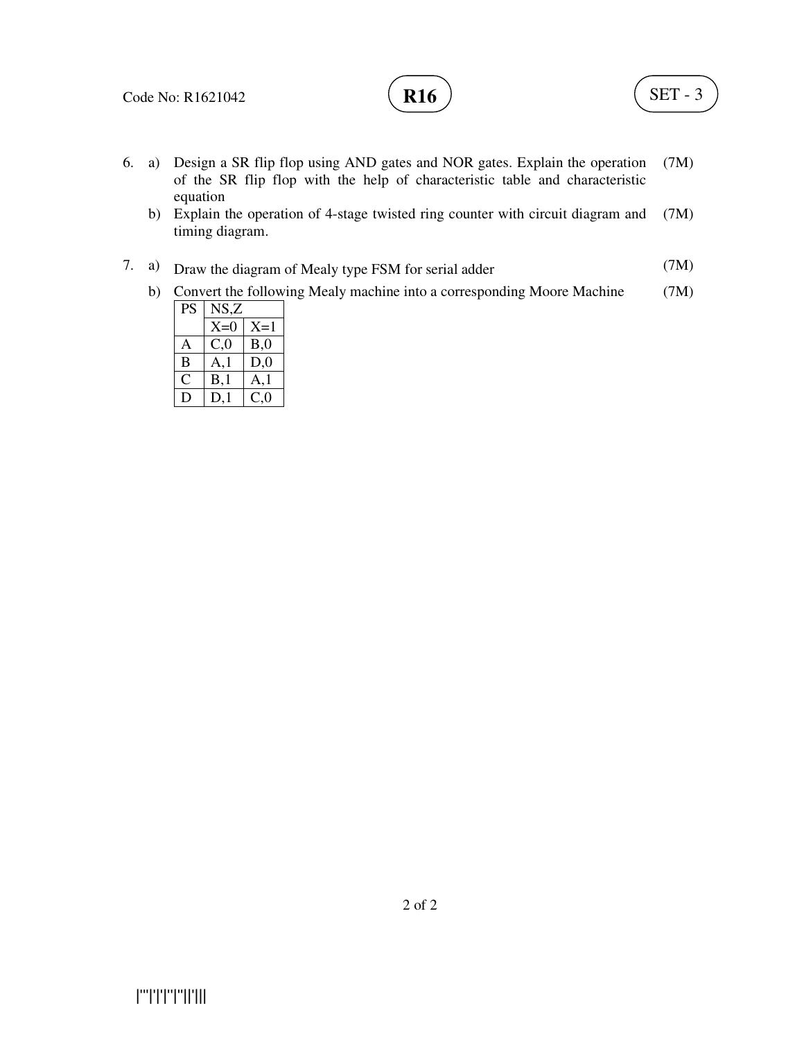6. a) Design a SR flip flop using AND gates and NOR gates. Explain the operation of the SR flip flop with the help of characteristic table and characteristic equation (7M)

   b) Explain the operation of 4-stage twisted ring counter with circuit diagram and timing diagram. (7M)

7. a) Draw the diagram of Mealy type FSM for serial adder (7M)

   b) Convert the following Mealy machine into a corresponding Moore Machine (7M)

| PS | NS,Z | |
|---|---|---|
| | X=0 | X=1 |
| A | C,0 | B,0 |
| B | A,1 | D,0 |
| C | B,1 | A,1 |
| D | D,1 | C,0 |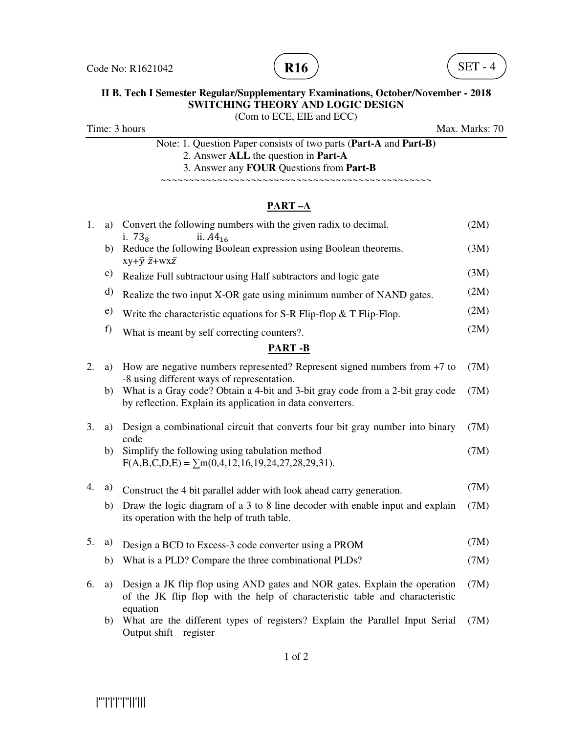Code No: R1621042

**R16**

SET - 4

**II B. Tech I Semester Regular/Supplementary Examinations, October/November - 2018**
**SWITCHING THEORY AND LOGIC DESIGN**
(Com to ECE, EIE and ECC)

Time: 3 hours | Max. Marks: 70

Note: 1. Question Paper consists of two parts (**Part-A** and **Part-B)**
2. Answer **ALL** the question in **Part-A**
3. Answer any **FOUR** Questions from **Part-B**

~~~~~~~~~~~~~~~~~~~~~~~~~~~~~~~~~~~~~~~~~~~~~~~~~~~~

## PART –A

1. a) Convert the following numbers with the given radix to decimal. (2M)
   i. $73_8$ ii. $A4_{16}$

   b) Reduce the following Boolean expression using Boolean theorems. (3M)
   $xy+\bar{y}\,\bar{z}+wx\bar{z}$

   c) Realize Full subtractour using Half subtractors and logic gate (3M)

   d) Realize the two input X-OR gate using minimum number of NAND gates. (2M)

   e) Write the characteristic equations for S-R Flip-flop & T Flip-Flop. (2M)

   f) What is meant by self correcting counters?. (2M)

## PART -B

2. a) How are negative numbers represented? Represent signed numbers from +7 to -8 using different ways of representation. (7M)

   b) What is a Gray code? Obtain a 4-bit and 3-bit gray code from a 2-bit gray code by reflection. Explain its application in data converters. (7M)

3. a) Design a combinational circuit that converts four bit gray number into binary code (7M)

   b) Simplify the following using tabulation method (7M)
   $F(A,B,C,D,E) = \sum m(0,4,12,16,19,24,27,28,29,31)$.

4. a) Construct the 4 bit parallel adder with look ahead carry generation. (7M)

   b) Draw the logic diagram of a 3 to 8 line decoder with enable input and explain its operation with the help of truth table. (7M)

5. a) Design a BCD to Excess-3 code converter using a PROM (7M)

   b) What is a PLD? Compare the three combinational PLDs? (7M)

6. a) Design a JK flip flop using AND gates and NOR gates. Explain the operation of the JK flip flop with the help of characteristic table and characteristic equation (7M)

   b) What are the different types of registers? Explain the Parallel Input Serial Output shift register (7M)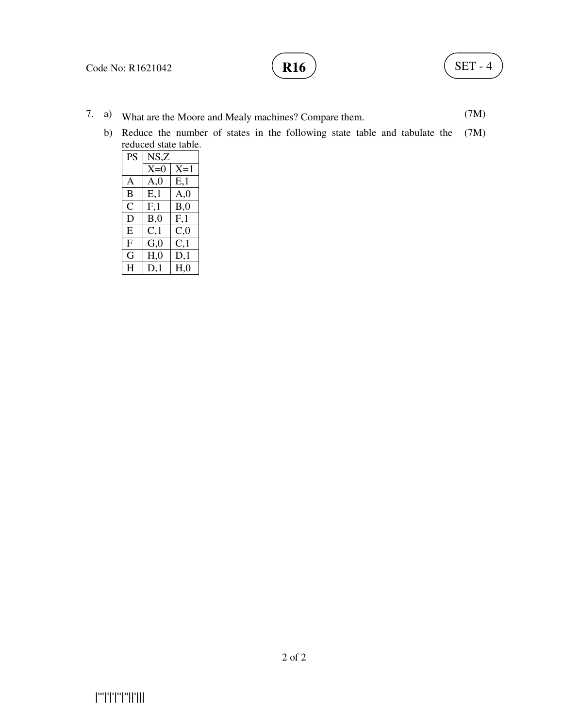7. a) What are the Moore and Mealy machines? Compare them. (7M)

b) Reduce the number of states in the following state table and tabulate the reduced state table. (7M)

| PS | NS,Z | |
|---|---|---|
| | X=0 | X=1 |
| A | A,0 | E,1 |
| B | E,1 | A,0 |
| C | F,1 | B,0 |
| D | B,0 | F,1 |
| E | C,1 | C,0 |
| F | G,0 | C,1 |
| G | H,0 | D,1 |
| H | D,1 | H,0 |